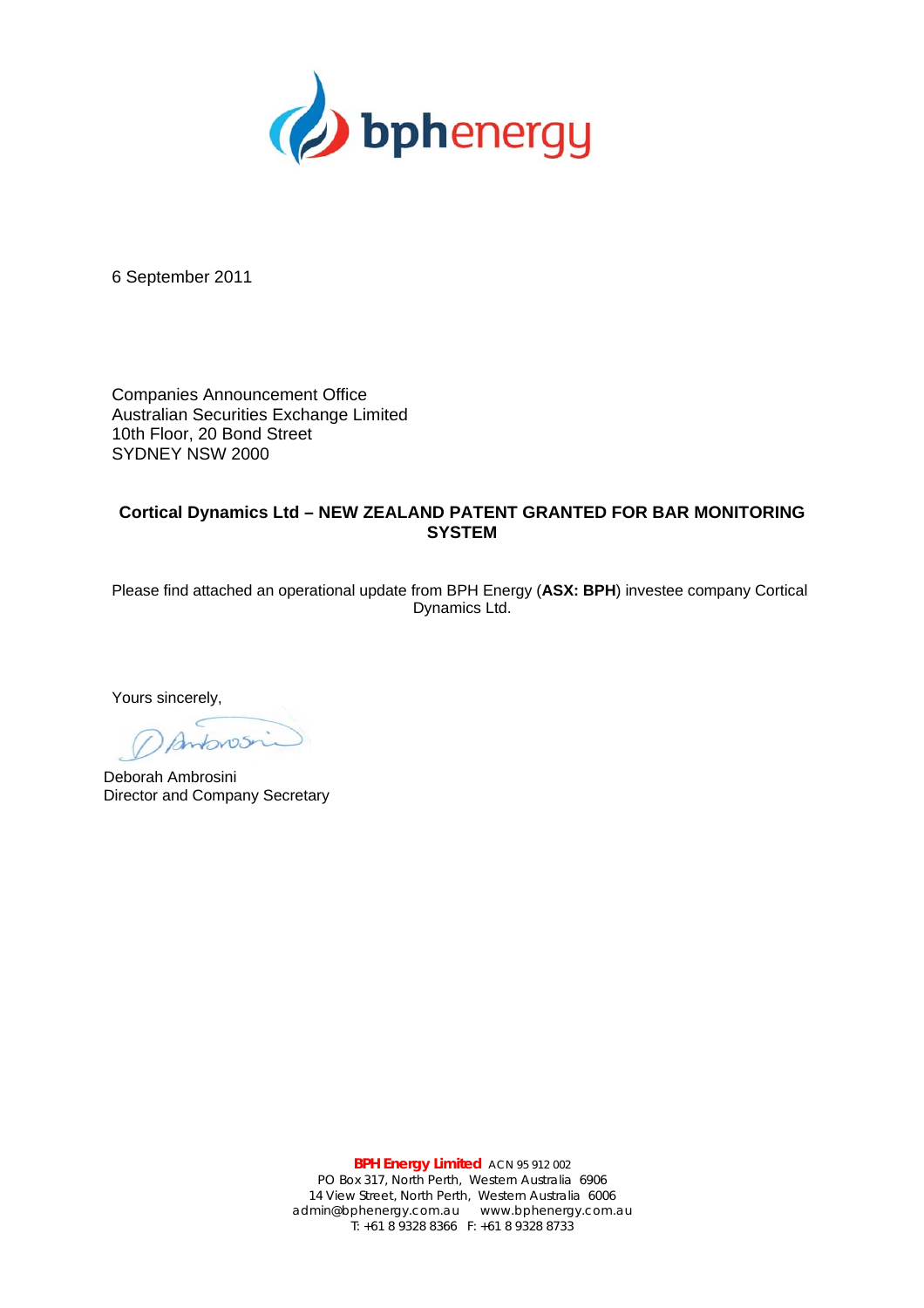6 September 2011

Companies Announcement Office
Australian Securities Exchange Limited
10th Floor, 20 Bond Street
SYDNEY NSW 2000

**Cortical Dynamics Ltd – NEW ZEALAND PATENT GRANTED FOR BAR MONITORING SYSTEM**

Please find attached an operational update from BPH Energy (**ASX: BPH**) investee company Cortical Dynamics Ltd.

Yours sincerely,

Deborah Ambrosini
Director and Company Secretary

**BPH Energy Limited** ACN 95 912 002
PO Box 317, North Perth, Western Australia 6906
14 View Street, North Perth, Western Australia 6006
admin@bphenergy.com.au www.bphenergy.com.au
T: +61 8 9328 8366 F: +61 8 9328 8733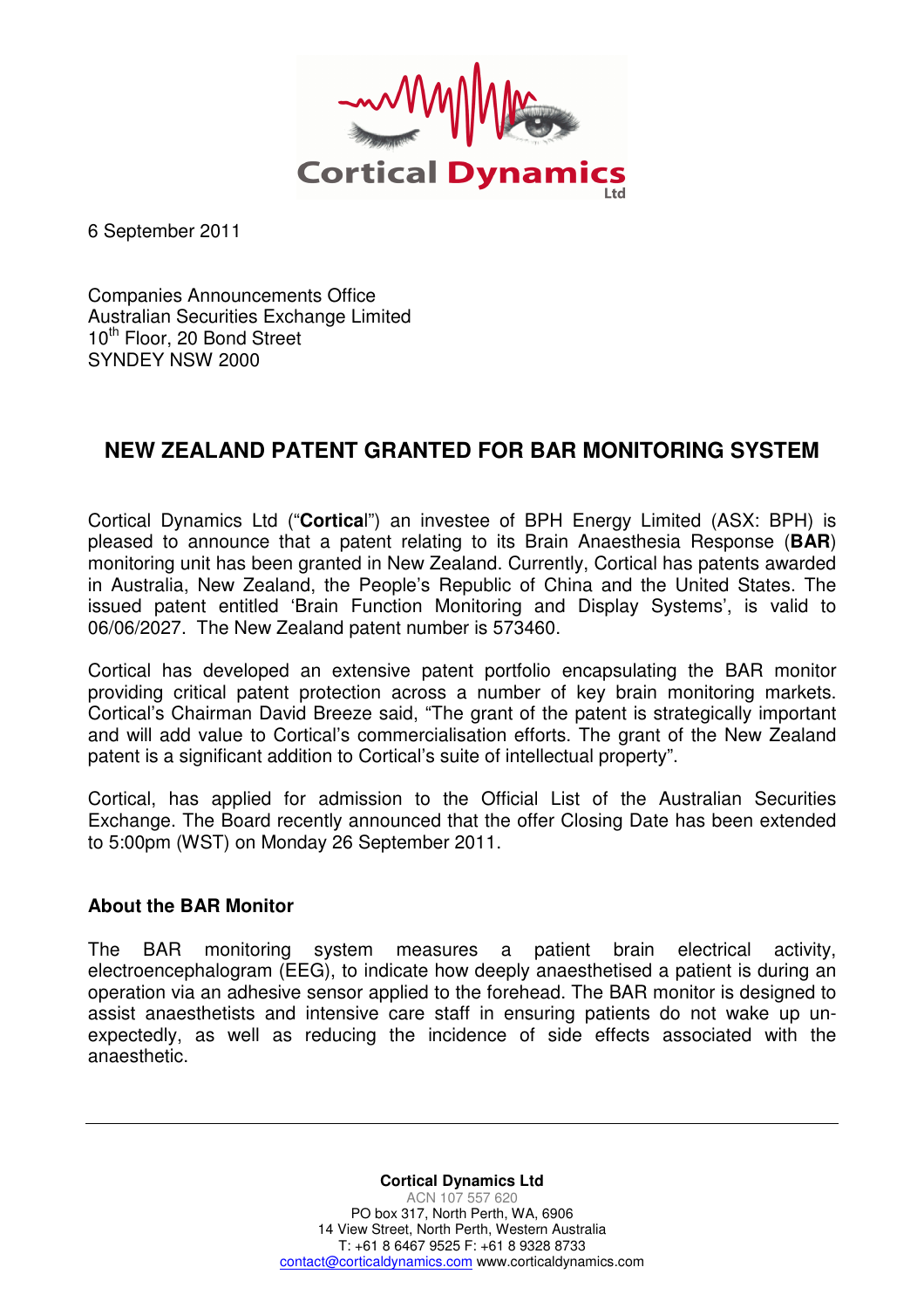6 September 2011

Companies Announcements Office
Australian Securities Exchange Limited
10th Floor, 20 Bond Street
SYNDEY NSW 2000

## NEW ZEALAND PATENT GRANTED FOR BAR MONITORING SYSTEM

Cortical Dynamics Ltd ("**Cortica**l") an investee of BPH Energy Limited (ASX: BPH) is pleased to announce that a patent relating to its Brain Anaesthesia Response (**BAR**) monitoring unit has been granted in New Zealand. Currently, Cortical has patents awarded in Australia, New Zealand, the People's Republic of China and the United States. The issued patent entitled 'Brain Function Monitoring and Display Systems', is valid to 06/06/2027. The New Zealand patent number is 573460.

Cortical has developed an extensive patent portfolio encapsulating the BAR monitor providing critical patent protection across a number of key brain monitoring markets. Cortical's Chairman David Breeze said, "The grant of the patent is strategically important and will add value to Cortical's commercialisation efforts. The grant of the New Zealand patent is a significant addition to Cortical's suite of intellectual property".

Cortical, has applied for admission to the Official List of the Australian Securities Exchange. The Board recently announced that the offer Closing Date has been extended to 5:00pm (WST) on Monday 26 September 2011.

**About the BAR Monitor**

The BAR monitoring system measures a patient brain electrical activity, electroencephalogram (EEG), to indicate how deeply anaesthetised a patient is during an operation via an adhesive sensor applied to the forehead. The BAR monitor is designed to assist anaesthetists and intensive care staff in ensuring patients do not wake up un-expectedly, as well as reducing the incidence of side effects associated with the anaesthetic.

**Cortical Dynamics Ltd**
ACN 107 557 620
PO box 317, North Perth, WA, 6906
14 View Street, North Perth, Western Australia
T: +61 8 6467 9525 F: +61 8 9328 8733
contact@corticaldynamics.com www.corticaldynamics.com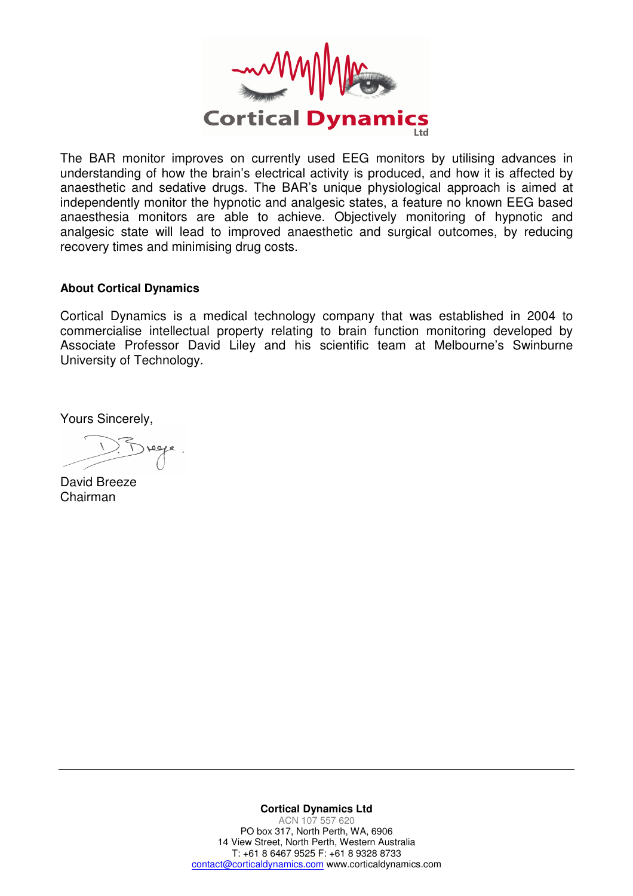Cortical Dynamics Ltd

The BAR monitor improves on currently used EEG monitors by utilising advances in understanding of how the brain's electrical activity is produced, and how it is affected by anaesthetic and sedative drugs. The BAR's unique physiological approach is aimed at independently monitor the hypnotic and analgesic states, a feature no known EEG based anaesthesia monitors are able to achieve. Objectively monitoring of hypnotic and analgesic state will lead to improved anaesthetic and surgical outcomes, by reducing recovery times and minimising drug costs.

**About Cortical Dynamics**

Cortical Dynamics is a medical technology company that was established in 2004 to commercialise intellectual property relating to brain function monitoring developed by Associate Professor David Liley and his scientific team at Melbourne's Swinburne University of Technology.

Yours Sincerely,

David Breeze  
Chairman

---

**Cortical Dynamics Ltd**  
ACN 107 557 620  
PO box 317, North Perth, WA, 6906  
14 View Street, North Perth, Western Australia  
T: +61 8 6467 9525 F: +61 8 9328 8733  
contact@corticaldynamics.com www.corticaldynamics.com